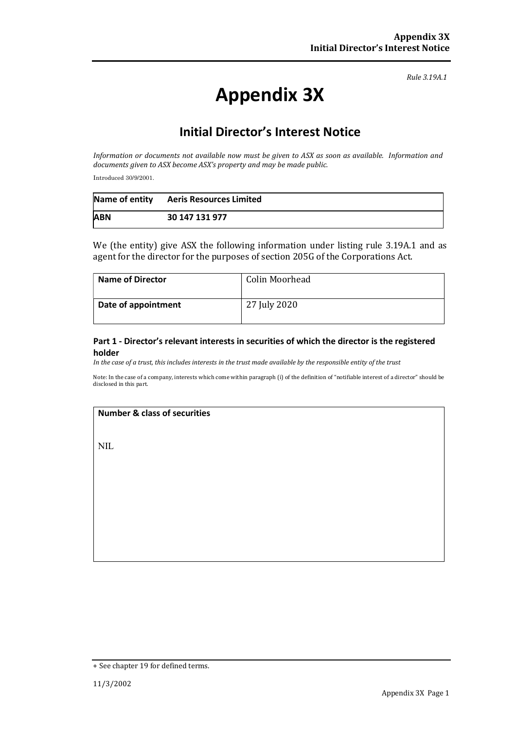*Rule 3.19A.1*

# Appendix 3X

## Initial Director's Interest Notice

*Information or documents not available now must be given to ASX as soon as available. Information and documents given to ASX become ASX's property and may be made public.*

Introduced 30/9/2001.

| Name of entity | Aeris Resources Limited |
|---|---|
| ABN | 30 147 131 977 |

We (the entity) give ASX the following information under listing rule 3.19A.1 and as agent for the director for the purposes of section 205G of the Corporations Act.

| Name of Director | Colin Moorhead |
|---|---|
| Date of appointment | 27 July 2020 |

### Part 1 - Director's relevant interests in securities of which the director is the registered holder

*In the case of a trust, this includes interests in the trust made available by the responsible entity of the trust*

Note: In the case of a company, interests which come within paragraph (i) of the definition of "notifiable interest of a director" should be disclosed in this part.

| Number & class of securities |
|---|
| NIL |

+ See chapter 19 for defined terms.

11/3/2002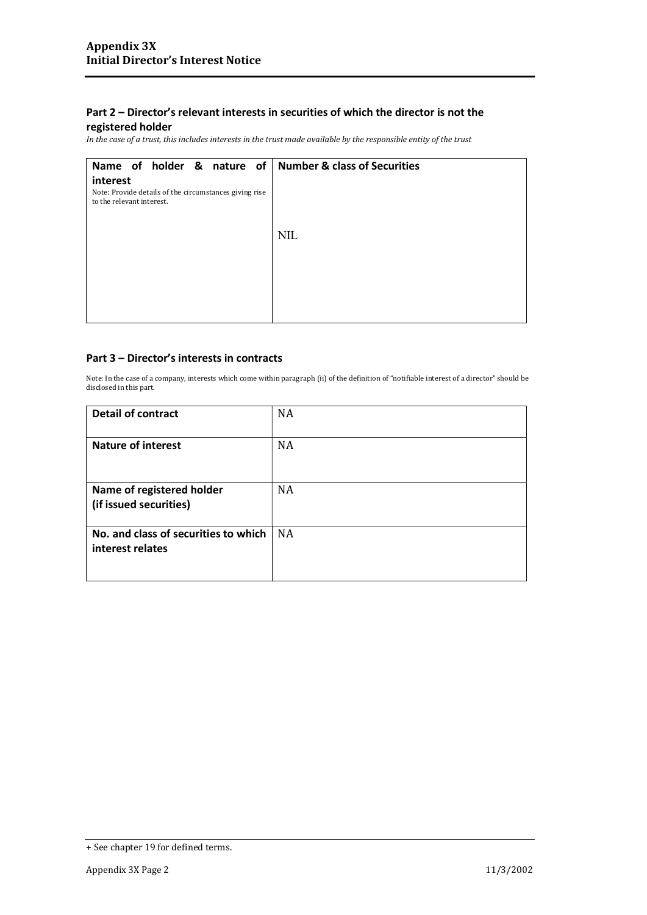## Part 2 – Director's relevant interests in securities of which the director is not the registered holder

*In the case of a trust, this includes interests in the trust made available by the responsible entity of the trust*

| Name of holder & nature of interest<br>Note: Provide details of the circumstances giving rise to the relevant interest. | Number & class of Securities |
|---|---|
| | NIL |

## Part 3 – Director's interests in contracts

Note: In the case of a company, interests which come within paragraph (ii) of the definition of "notifiable interest of a director" should be disclosed in this part.

| | |
|---|---|
| **Detail of contract** | NA |
| **Nature of interest** | NA |
| **Name of registered holder (if issued securities)** | NA |
| **No. and class of securities to which interest relates** | NA |

+ See chapter 19 for defined terms.